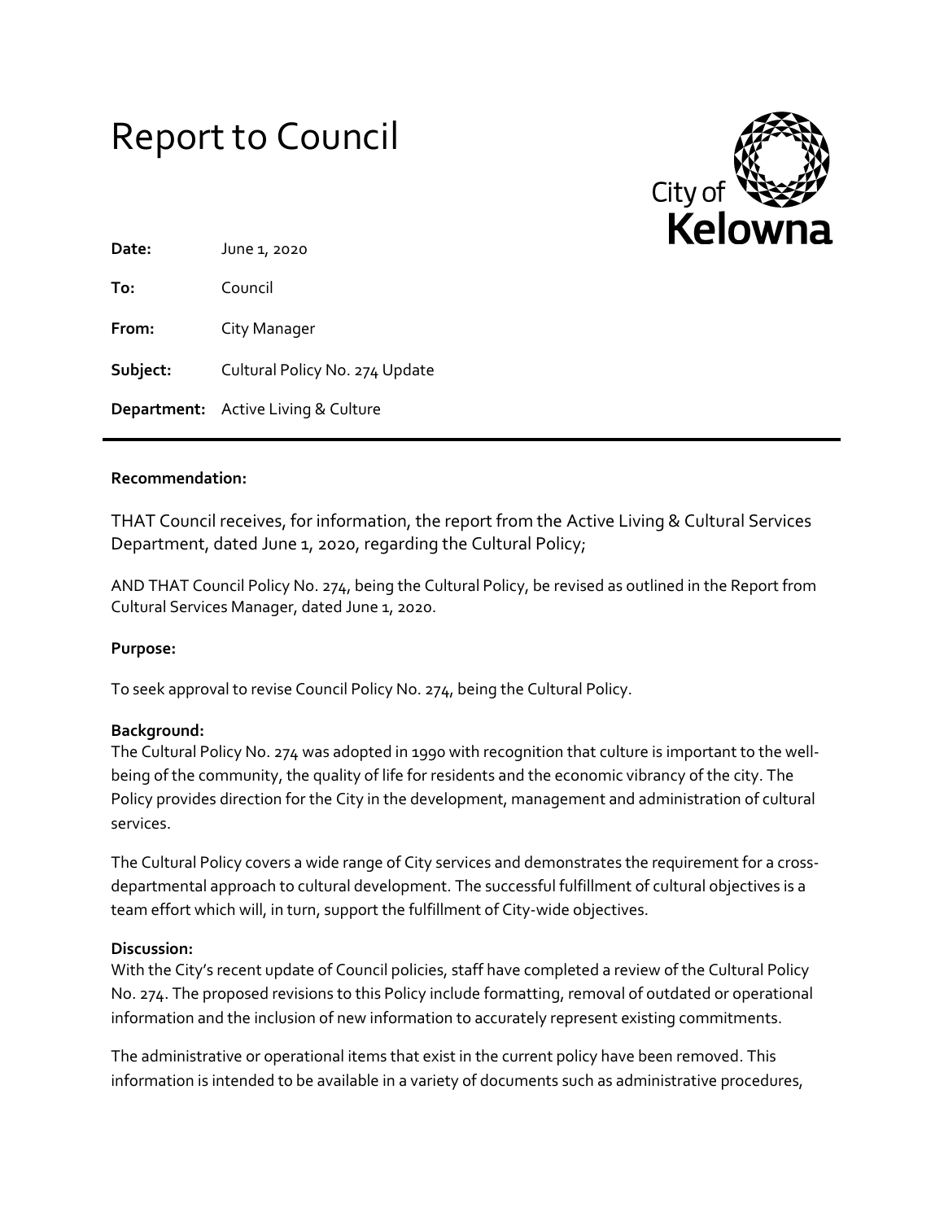# Report to Council

City of Kelowna

**Date:** June 1, 2020

**To:** Council

**From:** City Manager

**Subject:** Cultural Policy No. 274 Update

**Department:** Active Living & Culture

---

**Recommendation:**

THAT Council receives, for information, the report from the Active Living & Cultural Services Department, dated June 1, 2020, regarding the Cultural Policy;

AND THAT Council Policy No. 274, being the Cultural Policy, be revised as outlined in the Report from Cultural Services Manager, dated June 1, 2020.

**Purpose:**

To seek approval to revise Council Policy No. 274, being the Cultural Policy.

**Background:**

The Cultural Policy No. 274 was adopted in 1990 with recognition that culture is important to the well-being of the community, the quality of life for residents and the economic vibrancy of the city. The Policy provides direction for the City in the development, management and administration of cultural services.

The Cultural Policy covers a wide range of City services and demonstrates the requirement for a cross-departmental approach to cultural development. The successful fulfillment of cultural objectives is a team effort which will, in turn, support the fulfillment of City-wide objectives.

**Discussion:**

With the City's recent update of Council policies, staff have completed a review of the Cultural Policy No. 274. The proposed revisions to this Policy include formatting, removal of outdated or operational information and the inclusion of new information to accurately represent existing commitments.

The administrative or operational items that exist in the current policy have been removed. This information is intended to be available in a variety of documents such as administrative procedures,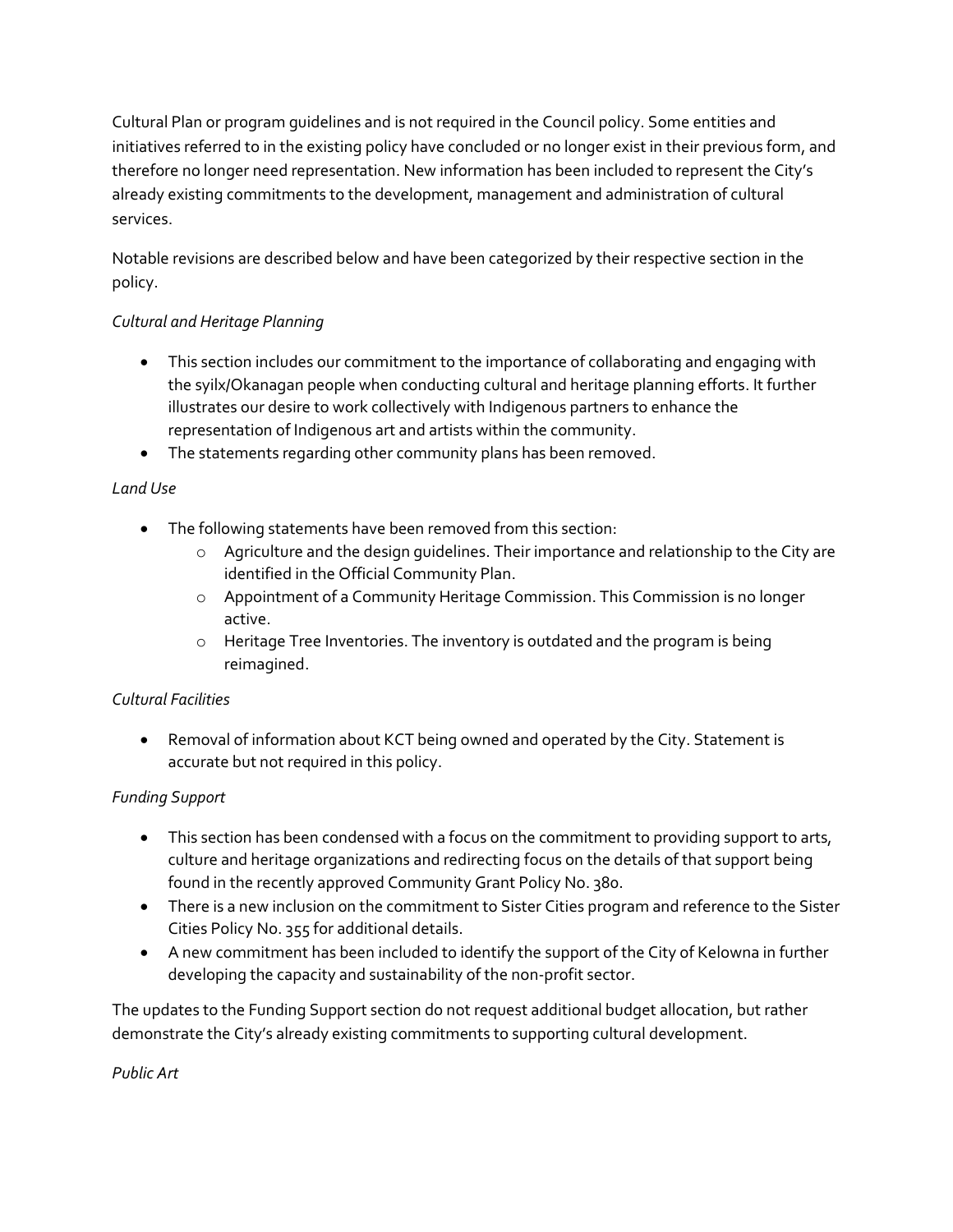Cultural Plan or program guidelines and is not required in the Council policy. Some entities and initiatives referred to in the existing policy have concluded or no longer exist in their previous form, and therefore no longer need representation. New information has been included to represent the City's already existing commitments to the development, management and administration of cultural services.

Notable revisions are described below and have been categorized by their respective section in the policy.

*Cultural and Heritage Planning*

- This section includes our commitment to the importance of collaborating and engaging with the syilx/Okanagan people when conducting cultural and heritage planning efforts. It further illustrates our desire to work collectively with Indigenous partners to enhance the representation of Indigenous art and artists within the community.
- The statements regarding other community plans has been removed.

*Land Use*

- The following statements have been removed from this section:
  - Agriculture and the design guidelines. Their importance and relationship to the City are identified in the Official Community Plan.
  - Appointment of a Community Heritage Commission. This Commission is no longer active.
  - Heritage Tree Inventories. The inventory is outdated and the program is being reimagined.

*Cultural Facilities*

- Removal of information about KCT being owned and operated by the City. Statement is accurate but not required in this policy.

*Funding Support*

- This section has been condensed with a focus on the commitment to providing support to arts, culture and heritage organizations and redirecting focus on the details of that support being found in the recently approved Community Grant Policy No. 380.
- There is a new inclusion on the commitment to Sister Cities program and reference to the Sister Cities Policy No. 355 for additional details.
- A new commitment has been included to identify the support of the City of Kelowna in further developing the capacity and sustainability of the non-profit sector.

The updates to the Funding Support section do not request additional budget allocation, but rather demonstrate the City's already existing commitments to supporting cultural development.

*Public Art*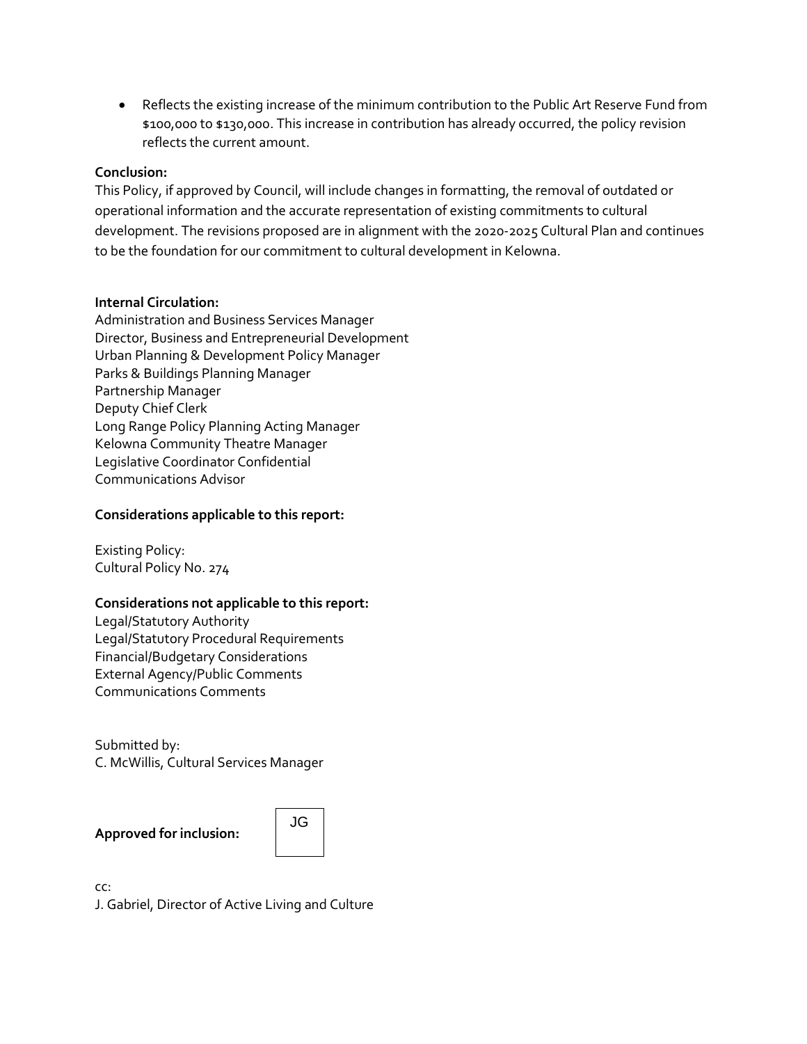- Reflects the existing increase of the minimum contribution to the Public Art Reserve Fund from $100,000 to $130,000. This increase in contribution has already occurred, the policy revision reflects the current amount.

**Conclusion:**
This Policy, if approved by Council, will include changes in formatting, the removal of outdated or operational information and the accurate representation of existing commitments to cultural development. The revisions proposed are in alignment with the 2020-2025 Cultural Plan and continues to be the foundation for our commitment to cultural development in Kelowna.

**Internal Circulation:**
Administration and Business Services Manager
Director, Business and Entrepreneurial Development
Urban Planning & Development Policy Manager
Parks & Buildings Planning Manager
Partnership Manager
Deputy Chief Clerk
Long Range Policy Planning Acting Manager
Kelowna Community Theatre Manager
Legislative Coordinator Confidential
Communications Advisor

**Considerations applicable to this report:**

Existing Policy:
Cultural Policy No. 274

**Considerations not applicable to this report:**
Legal/Statutory Authority
Legal/Statutory Procedural Requirements
Financial/Budgetary Considerations
External Agency/Public Comments
Communications Comments

Submitted by:
C. McWillis, Cultural Services Manager

**Approved for inclusion:** JG

cc:
J. Gabriel, Director of Active Living and Culture